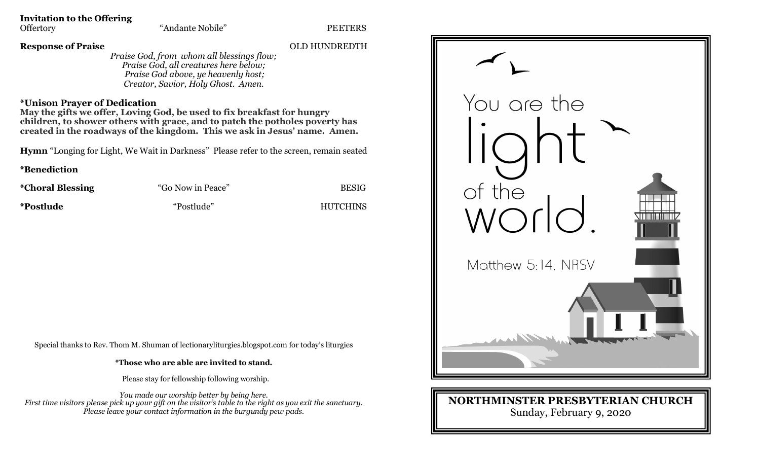**Invitation to the Offering**

Offertory "Andante Nobile" PEETERS

**Response of Praise** OLD HUNDREDTH

*Praise God, from whom all blessings flow;*
*Praise God, all creatures here below;*
*Praise God above, ye heavenly host;*
*Creator, Savior, Holy Ghost. Amen.*

**\*Unison Prayer of Dedication**

**May the gifts we offer, Loving God, be used to fix breakfast for hungry children, to shower others with grace, and to patch the potholes poverty has created in the roadways of the kingdom. This we ask in Jesus' name. Amen.**

**Hymn** "Longing for Light, We Wait in Darkness" Please refer to the screen, remain seated

**\*Benediction**

**\*Choral Blessing** "Go Now in Peace" BESIG

**\*Postlude** "Postlude" HUTCHINS

Special thanks to Rev. Thom M. Shuman of lectionaryliturgies.blogspot.com for today's liturgies

**\*Those who are able are invited to stand.**

Please stay for fellowship following worship.

*You made our worship better by being here.*
*First time visitors please pick up your gift on the visitor's table to the right as you exit the sanctuary.*
*Please leave your contact information in the burgundy pew pads.*

You are the light of the world.

Matthew 5:14, NRSV

**NORTHMINSTER PRESBYTERIAN CHURCH**

Sunday, February 9, 2020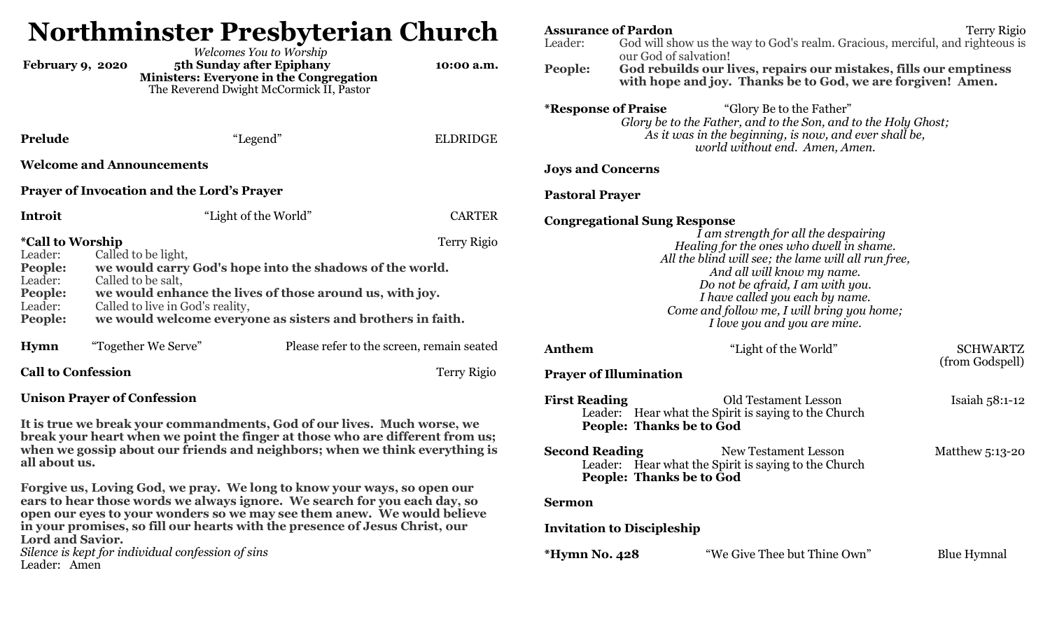# Northminster Presbyterian Church

*Welcomes You to Worship*

**February 9, 2020** — **5th Sunday after Epiphany** — **10:00 a.m.**

**Ministers: Everyone in the Congregation**

The Reverend Dwight McCormick II, Pastor

**Prelude** — "Legend" — ELDRIDGE

**Welcome and Announcements**

**Prayer of Invocation and the Lord's Prayer**

**Introit** — "Light of the World" — CARTER

**\*Call to Worship** — Terry Rigio

Leader: Called to be light,
**People: we would carry God's hope into the shadows of the world.**
Leader: Called to be salt,
**People: we would enhance the lives of those around us, with joy.**
Leader: Called to live in God's reality,
**People: we would welcome everyone as sisters and brothers in faith.**

**Hymn** — "Together We Serve" — Please refer to the screen, remain seated

**Call to Confession** — Terry Rigio

**Unison Prayer of Confession**

**It is true we break your commandments, God of our lives. Much worse, we break your heart when we point the finger at those who are different from us; when we gossip about our friends and neighbors; when we think everything is all about us.**

**Forgive us, Loving God, we pray. We long to know your ways, so open our ears to hear those words we always ignore. We search for you each day, so open our eyes to your wonders so we may see them anew. We would believe in your promises, so fill our hearts with the presence of Jesus Christ, our Lord and Savior.**

*Silence is kept for individual confession of sins*

Leader: Amen

**Assurance of Pardon** — Terry Rigio

Leader: God will show us the way to God's realm. Gracious, merciful, and righteous is our God of salvation!
**People: God rebuilds our lives, repairs our mistakes, fills our emptiness with hope and joy. Thanks be to God, we are forgiven! Amen.**

**\*Response of Praise** — "Glory Be to the Father"

*Glory be to the Father, and to the Son, and to the Holy Ghost;*
*As it was in the beginning, is now, and ever shall be,*
*world without end. Amen, Amen.*

**Joys and Concerns**

**Pastoral Prayer**

**Congregational Sung Response**

*I am strength for all the despairing*
*Healing for the ones who dwell in shame.*
*All the blind will see; the lame will all run free,*
*And all will know my name.*
*Do not be afraid, I am with you.*
*I have called you each by name.*
*Come and follow me, I will bring you home;*
*I love you and you are mine.*

**Anthem** — "Light of the World" — SCHWARTZ (from Godspell)

**Prayer of Illumination**

**First Reading** — Old Testament Lesson — Isaiah 58:1-12

Leader: Hear what the Spirit is saying to the Church
**People: Thanks be to God**

**Second Reading** — New Testament Lesson — Matthew 5:13-20

Leader: Hear what the Spirit is saying to the Church
**People: Thanks be to God**

**Sermon**

**Invitation to Discipleship**

**\*Hymn No. 428** — "We Give Thee but Thine Own" — Blue Hymnal